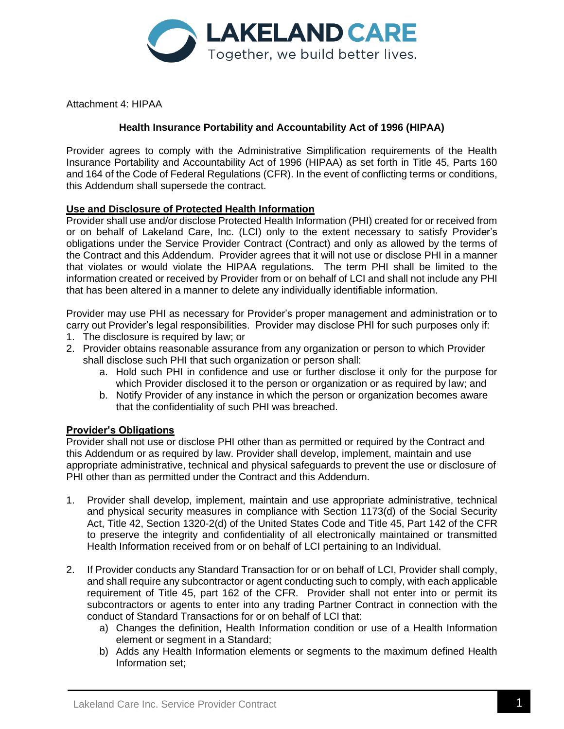Attachment 4: HIPAA

## Health Insurance Portability and Accountability Act of 1996 (HIPAA)

Provider agrees to comply with the Administrative Simplification requirements of the Health Insurance Portability and Accountability Act of 1996 (HIPAA) as set forth in Title 45, Parts 160 and 164 of the Code of Federal Regulations (CFR). In the event of conflicting terms or conditions, this Addendum shall supersede the contract.

**Use and Disclosure of Protected Health Information**

Provider shall use and/or disclose Protected Health Information (PHI) created for or received from or on behalf of Lakeland Care, Inc. (LCI) only to the extent necessary to satisfy Provider's obligations under the Service Provider Contract (Contract) and only as allowed by the terms of the Contract and this Addendum. Provider agrees that it will not use or disclose PHI in a manner that violates or would violate the HIPAA regulations. The term PHI shall be limited to the information created or received by Provider from or on behalf of LCI and shall not include any PHI that has been altered in a manner to delete any individually identifiable information.

Provider may use PHI as necessary for Provider's proper management and administration or to carry out Provider's legal responsibilities. Provider may disclose PHI for such purposes only if:

1. The disclosure is required by law; or
2. Provider obtains reasonable assurance from any organization or person to which Provider shall disclose such PHI that such organization or person shall:
   a. Hold such PHI in confidence and use or further disclose it only for the purpose for which Provider disclosed it to the person or organization or as required by law; and
   b. Notify Provider of any instance in which the person or organization becomes aware that the confidentiality of such PHI was breached.

**Provider's Obligations**

Provider shall not use or disclose PHI other than as permitted or required by the Contract and this Addendum or as required by law. Provider shall develop, implement, maintain and use appropriate administrative, technical and physical safeguards to prevent the use or disclosure of PHI other than as permitted under the Contract and this Addendum.

1. Provider shall develop, implement, maintain and use appropriate administrative, technical and physical security measures in compliance with Section 1173(d) of the Social Security Act, Title 42, Section 1320-2(d) of the United States Code and Title 45, Part 142 of the CFR to preserve the integrity and confidentiality of all electronically maintained or transmitted Health Information received from or on behalf of LCI pertaining to an Individual.

2. If Provider conducts any Standard Transaction for or on behalf of LCI, Provider shall comply, and shall require any subcontractor or agent conducting such to comply, with each applicable requirement of Title 45, part 162 of the CFR. Provider shall not enter into or permit its subcontractors or agents to enter into any trading Partner Contract in connection with the conduct of Standard Transactions for or on behalf of LCI that:
   a) Changes the definition, Health Information condition or use of a Health Information element or segment in a Standard;
   b) Adds any Health Information elements or segments to the maximum defined Health Information set;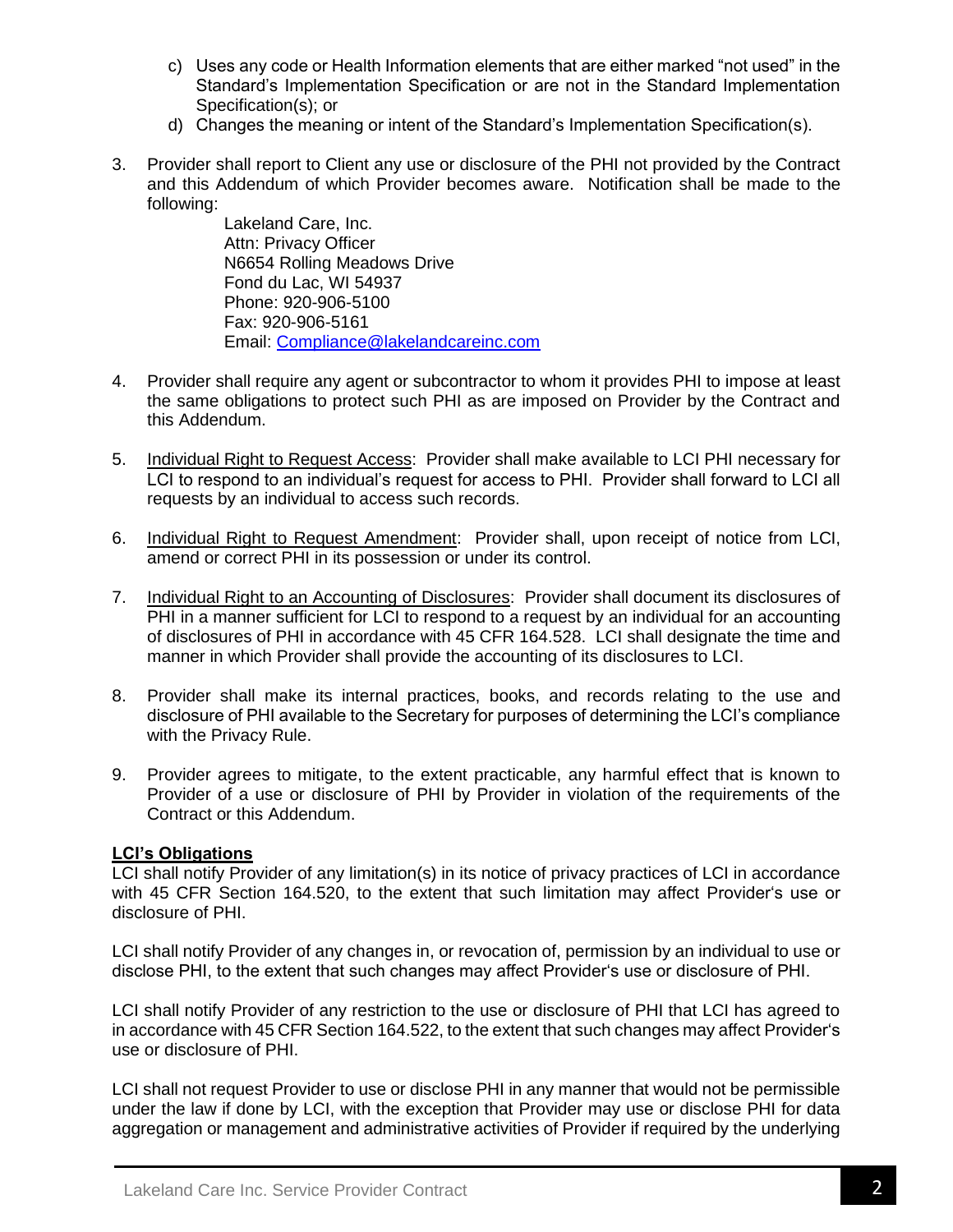c) Uses any code or Health Information elements that are either marked "not used" in the Standard's Implementation Specification or are not in the Standard Implementation Specification(s); or
d) Changes the meaning or intent of the Standard's Implementation Specification(s).

3. Provider shall report to Client any use or disclosure of the PHI not provided by the Contract and this Addendum of which Provider becomes aware. Notification shall be made to the following:

   Lakeland Care, Inc.
   Attn: Privacy Officer
   N6654 Rolling Meadows Drive
   Fond du Lac, WI 54937
   Phone: 920-906-5100
   Fax: 920-906-5161
   Email: Compliance@lakelandcareinc.com

4. Provider shall require any agent or subcontractor to whom it provides PHI to impose at least the same obligations to protect such PHI as are imposed on Provider by the Contract and this Addendum.

5. Individual Right to Request Access: Provider shall make available to LCI PHI necessary for LCI to respond to an individual's request for access to PHI. Provider shall forward to LCI all requests by an individual to access such records.

6. Individual Right to Request Amendment: Provider shall, upon receipt of notice from LCI, amend or correct PHI in its possession or under its control.

7. Individual Right to an Accounting of Disclosures: Provider shall document its disclosures of PHI in a manner sufficient for LCI to respond to a request by an individual for an accounting of disclosures of PHI in accordance with 45 CFR 164.528. LCI shall designate the time and manner in which Provider shall provide the accounting of its disclosures to LCI.

8. Provider shall make its internal practices, books, and records relating to the use and disclosure of PHI available to the Secretary for purposes of determining the LCI's compliance with the Privacy Rule.

9. Provider agrees to mitigate, to the extent practicable, any harmful effect that is known to Provider of a use or disclosure of PHI by Provider in violation of the requirements of the Contract or this Addendum.

**LCI's Obligations**

LCI shall notify Provider of any limitation(s) in its notice of privacy practices of LCI in accordance with 45 CFR Section 164.520, to the extent that such limitation may affect Provider's use or disclosure of PHI.

LCI shall notify Provider of any changes in, or revocation of, permission by an individual to use or disclose PHI, to the extent that such changes may affect Provider's use or disclosure of PHI.

LCI shall notify Provider of any restriction to the use or disclosure of PHI that LCI has agreed to in accordance with 45 CFR Section 164.522, to the extent that such changes may affect Provider's use or disclosure of PHI.

LCI shall not request Provider to use or disclose PHI in any manner that would not be permissible under the law if done by LCI, with the exception that Provider may use or disclose PHI for data aggregation or management and administrative activities of Provider if required by the underlying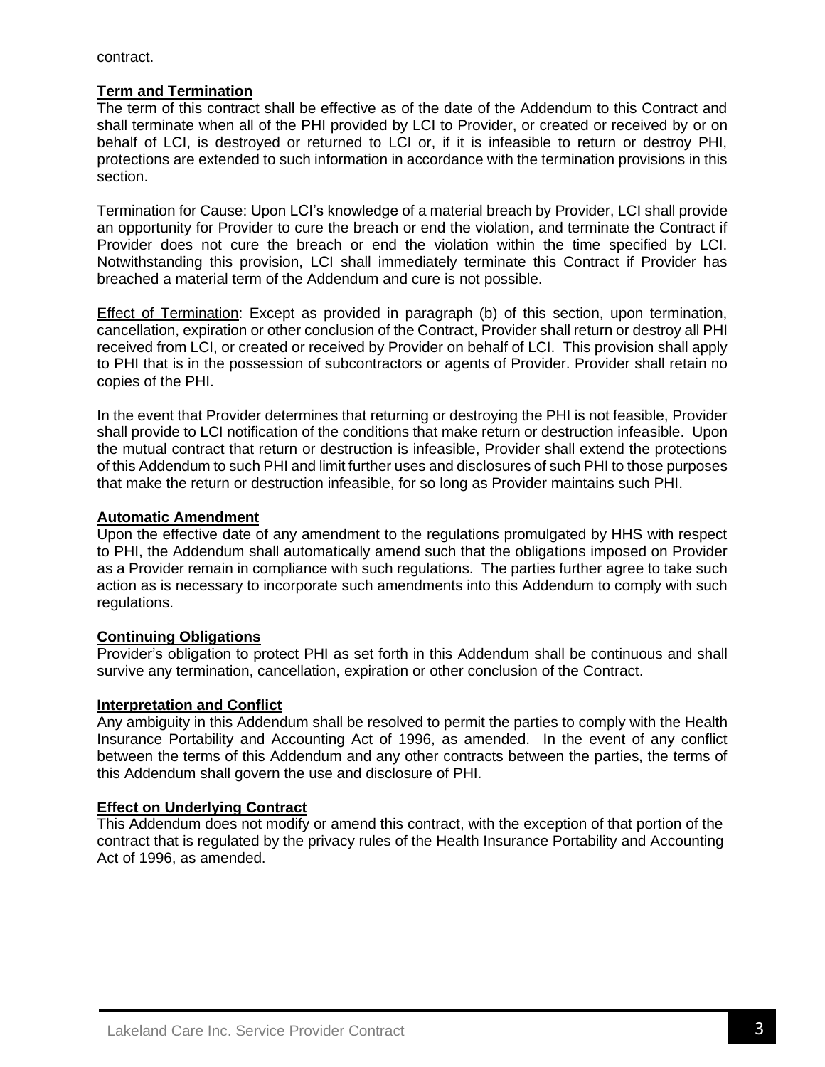contract.

**Term and Termination**

The term of this contract shall be effective as of the date of the Addendum to this Contract and shall terminate when all of the PHI provided by LCI to Provider, or created or received by or on behalf of LCI, is destroyed or returned to LCI or, if it is infeasible to return or destroy PHI, protections are extended to such information in accordance with the termination provisions in this section.

Termination for Cause: Upon LCI's knowledge of a material breach by Provider, LCI shall provide an opportunity for Provider to cure the breach or end the violation, and terminate the Contract if Provider does not cure the breach or end the violation within the time specified by LCI. Notwithstanding this provision, LCI shall immediately terminate this Contract if Provider has breached a material term of the Addendum and cure is not possible.

Effect of Termination: Except as provided in paragraph (b) of this section, upon termination, cancellation, expiration or other conclusion of the Contract, Provider shall return or destroy all PHI received from LCI, or created or received by Provider on behalf of LCI. This provision shall apply to PHI that is in the possession of subcontractors or agents of Provider. Provider shall retain no copies of the PHI.

In the event that Provider determines that returning or destroying the PHI is not feasible, Provider shall provide to LCI notification of the conditions that make return or destruction infeasible. Upon the mutual contract that return or destruction is infeasible, Provider shall extend the protections of this Addendum to such PHI and limit further uses and disclosures of such PHI to those purposes that make the return or destruction infeasible, for so long as Provider maintains such PHI.

**Automatic Amendment**

Upon the effective date of any amendment to the regulations promulgated by HHS with respect to PHI, the Addendum shall automatically amend such that the obligations imposed on Provider as a Provider remain in compliance with such regulations. The parties further agree to take such action as is necessary to incorporate such amendments into this Addendum to comply with such regulations.

**Continuing Obligations**

Provider's obligation to protect PHI as set forth in this Addendum shall be continuous and shall survive any termination, cancellation, expiration or other conclusion of the Contract.

**Interpretation and Conflict**

Any ambiguity in this Addendum shall be resolved to permit the parties to comply with the Health Insurance Portability and Accounting Act of 1996, as amended. In the event of any conflict between the terms of this Addendum and any other contracts between the parties, the terms of this Addendum shall govern the use and disclosure of PHI.

**Effect on Underlying Contract**

This Addendum does not modify or amend this contract, with the exception of that portion of the contract that is regulated by the privacy rules of the Health Insurance Portability and Accounting Act of 1996, as amended.